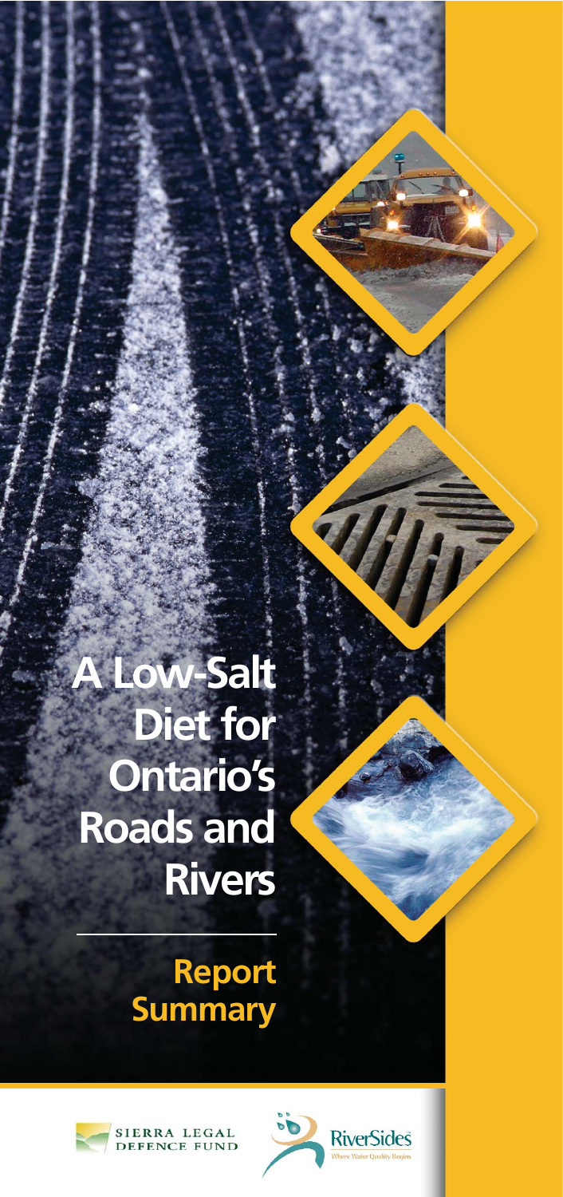# A Low-Salt Diet for Ontario's Roads and Rivers

## Report Summary

SIERRA LEGAL DEFENCE FUND

RiverSides
Where Water Quality Begins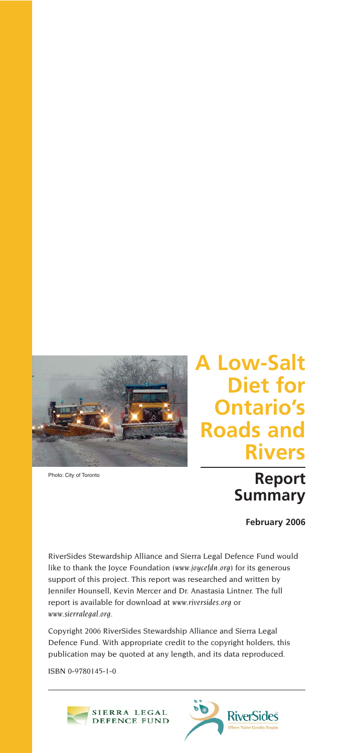Photo: City of Toronto

# A Low-Salt Diet for Ontario's Roads and Rivers

## Report Summary

**February 2006**

RiverSides Stewardship Alliance and Sierra Legal Defence Fund would like to thank the Joyce Foundation (*www.joycefdn.org*) for its generous support of this project. This report was researched and written by Jennifer Hounsell, Kevin Mercer and Dr. Anastasia Lintner. The full report is available for download at *www.riversides.org* or *www.sierralegal.org*.

Copyright 2006 RiverSides Stewardship Alliance and Sierra Legal Defence Fund. With appropriate credit to the copyright holders, this publication may be quoted at any length, and its data reproduced.

ISBN 0-9780145-1-0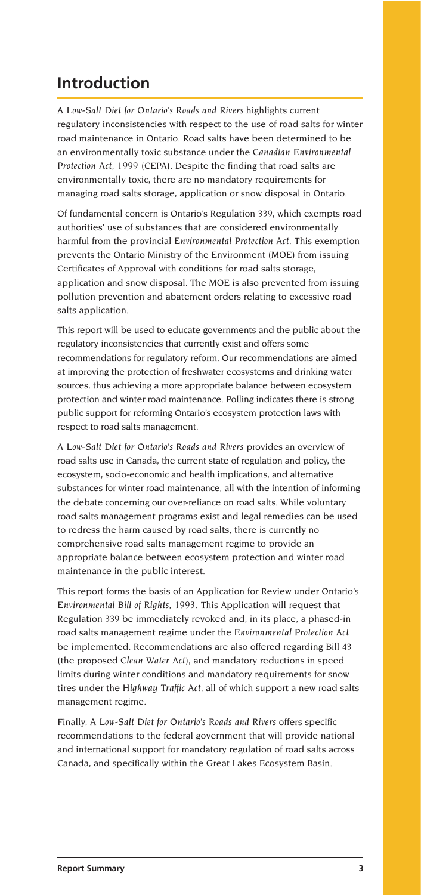## Introduction

*A Low-Salt Diet for Ontario's Roads and Rivers* highlights current regulatory inconsistencies with respect to the use of road salts for winter road maintenance in Ontario. Road salts have been determined to be an environmentally toxic substance under the *Canadian Environmental Protection Act*, 1999 (CEPA). Despite the finding that road salts are environmentally toxic, there are no mandatory requirements for managing road salts storage, application or snow disposal in Ontario.

Of fundamental concern is Ontario's Regulation 339, which exempts road authorities' use of substances that are considered environmentally harmful from the provincial *Environmental Protection Act*. This exemption prevents the Ontario Ministry of the Environment (MOE) from issuing Certificates of Approval with conditions for road salts storage, application and snow disposal. The MOE is also prevented from issuing pollution prevention and abatement orders relating to excessive road salts application.

This report will be used to educate governments and the public about the regulatory inconsistencies that currently exist and offers some recommendations for regulatory reform. Our recommendations are aimed at improving the protection of freshwater ecosystems and drinking water sources, thus achieving a more appropriate balance between ecosystem protection and winter road maintenance. Polling indicates there is strong public support for reforming Ontario's ecosystem protection laws with respect to road salts management.

*A Low-Salt Diet for Ontario's Roads and Rivers* provides an overview of road salts use in Canada, the current state of regulation and policy, the ecosystem, socio-economic and health implications, and alternative substances for winter road maintenance, all with the intention of informing the debate concerning our over-reliance on road salts. While voluntary road salts management programs exist and legal remedies can be used to redress the harm caused by road salts, there is currently no comprehensive road salts management regime to provide an appropriate balance between ecosystem protection and winter road maintenance in the public interest.

This report forms the basis of an Application for Review under Ontario's *Environmental Bill of Rights*, 1993. This Application will request that Regulation 339 be immediately revoked and, in its place, a phased-in road salts management regime under the *Environmental Protection Act* be implemented. Recommendations are also offered regarding Bill 43 (the proposed *Clean Water Act*), and mandatory reductions in speed limits during winter conditions and mandatory requirements for snow tires under the *Highway Traffic Act*, all of which support a new road salts management regime.

Finally, *A Low-Salt Diet for Ontario's Roads and Rivers* offers specific recommendations to the federal government that will provide national and international support for mandatory regulation of road salts across Canada, and specifically within the Great Lakes Ecosystem Basin.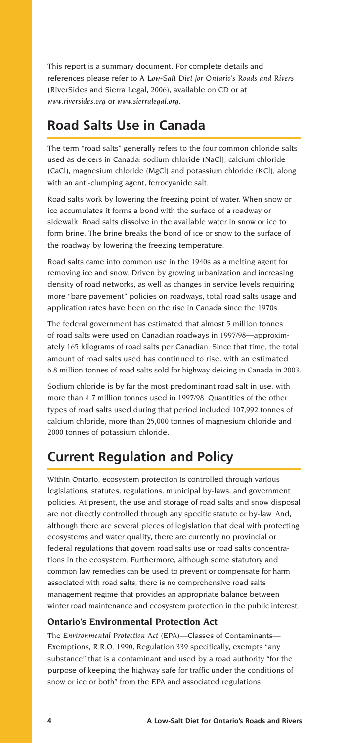This report is a summary document. For complete details and references please refer to *A Low-Salt Diet for Ontario's Roads and Rivers* (RiverSides and Sierra Legal, 2006), available on CD or at *www.riversides.org* or *www.sierralegal.org*.

## Road Salts Use in Canada

The term "road salts" generally refers to the four common chloride salts used as deicers in Canada: sodium chloride (NaCl), calcium chloride (CaCl), magnesium chloride (MgCl) and potassium chloride (KCl), along with an anti-clumping agent, ferrocyanide salt.

Road salts work by lowering the freezing point of water. When snow or ice accumulates it forms a bond with the surface of a roadway or sidewalk. Road salts dissolve in the available water in snow or ice to form brine. The brine breaks the bond of ice or snow to the surface of the roadway by lowering the freezing temperature.

Road salts came into common use in the 1940s as a melting agent for removing ice and snow. Driven by growing urbanization and increasing density of road networks, as well as changes in service levels requiring more "bare pavement" policies on roadways, total road salts usage and application rates have been on the rise in Canada since the 1970s.

The federal government has estimated that almost 5 million tonnes of road salts were used on Canadian roadways in 1997/98—approximately 165 kilograms of road salts per Canadian. Since that time, the total amount of road salts used has continued to rise, with an estimated 6.8 million tonnes of road salts sold for highway deicing in Canada in 2003.

Sodium chloride is by far the most predominant road salt in use, with more than 4.7 million tonnes used in 1997/98. Quantities of the other types of road salts used during that period included 107,992 tonnes of calcium chloride, more than 25,000 tonnes of magnesium chloride and 2000 tonnes of potassium chloride.

## Current Regulation and Policy

Within Ontario, ecosystem protection is controlled through various legislations, statutes, regulations, municipal by-laws, and government policies. At present, the use and storage of road salts and snow disposal are not directly controlled through any specific statute or by-law. And, although there are several pieces of legislation that deal with protecting ecosystems and water quality, there are currently no provincial or federal regulations that govern road salts use or road salts concentrations in the ecosystem. Furthermore, although some statutory and common law remedies can be used to prevent or compensate for harm associated with road salts, there is no comprehensive road salts management regime that provides an appropriate balance between winter road maintenance and ecosystem protection in the public interest.

### Ontario's Environmental Protection Act

The *Environmental Protection Act* (EPA)—Classes of Contaminants—Exemptions, R.R.O. 1990, Regulation 339 specifically, exempts "any substance" that is a contaminant and used by a road authority "for the purpose of keeping the highway safe for traffic under the conditions of snow or ice or both" from the EPA and associated regulations.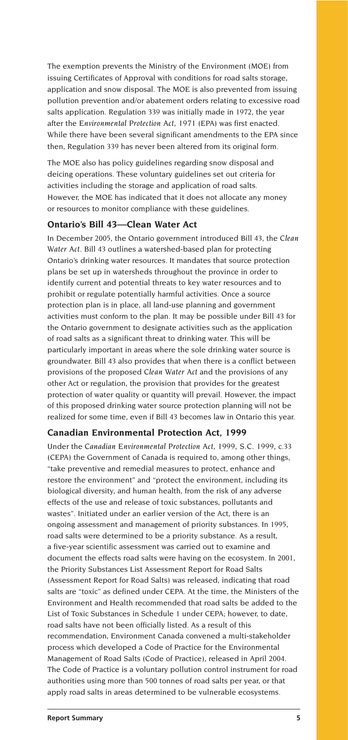The exemption prevents the Ministry of the Environment (MOE) from issuing Certificates of Approval with conditions for road salts storage, application and snow disposal. The MOE is also prevented from issuing pollution prevention and/or abatement orders relating to excessive road salts application. Regulation 339 was initially made in 1972, the year after the *Environmental Protection Act*, 1971 (EPA) was first enacted. While there have been several significant amendments to the EPA since then, Regulation 339 has never been altered from its original form.

The MOE also has policy guidelines regarding snow disposal and deicing operations. These voluntary guidelines set out criteria for activities including the storage and application of road salts. However, the MOE has indicated that it does not allocate any money or resources to monitor compliance with these guidelines.

### Ontario's Bill 43—Clean Water Act

In December 2005, the Ontario government introduced Bill 43, the *Clean Water Act*. Bill 43 outlines a watershed-based plan for protecting Ontario's drinking water resources. It mandates that source protection plans be set up in watersheds throughout the province in order to identify current and potential threats to key water resources and to prohibit or regulate potentially harmful activities. Once a source protection plan is in place, all land-use planning and government activities must conform to the plan. It may be possible under Bill 43 for the Ontario government to designate activities such as the application of road salts as a significant threat to drinking water. This will be particularly important in areas where the sole drinking water source is groundwater. Bill 43 also provides that when there is a conflict between provisions of the proposed *Clean Water Act* and the provisions of any other Act or regulation, the provision that provides for the greatest protection of water quality or quantity will prevail. However, the impact of this proposed drinking water source protection planning will not be realized for some time, even if Bill 43 becomes law in Ontario this year.

### Canadian Environmental Protection Act, 1999

Under the *Canadian Environmental Protection Act*, 1999, S.C. 1999, c.33 (CEPA) the Government of Canada is required to, among other things, "take preventive and remedial measures to protect, enhance and restore the environment" and "protect the environment, including its biological diversity, and human health, from the risk of any adverse effects of the use and release of toxic substances, pollutants and wastes". Initiated under an earlier version of the Act, there is an ongoing assessment and management of priority substances. In 1995, road salts were determined to be a priority substance. As a result, a five-year scientific assessment was carried out to examine and document the effects road salts were having on the ecosystem. In 2001, the Priority Substances List Assessment Report for Road Salts (Assessment Report for Road Salts) was released, indicating that road salts are "toxic" as defined under CEPA. At the time, the Ministers of the Environment and Health recommended that road salts be added to the List of Toxic Substances in Schedule 1 under CEPA; however, to date, road salts have not been officially listed. As a result of this recommendation, Environment Canada convened a multi-stakeholder process which developed a Code of Practice for the Environmental Management of Road Salts (Code of Practice), released in April 2004. The Code of Practice is a voluntary pollution control instrument for road authorities using more than 500 tonnes of road salts per year, or that apply road salts in areas determined to be vulnerable ecosystems.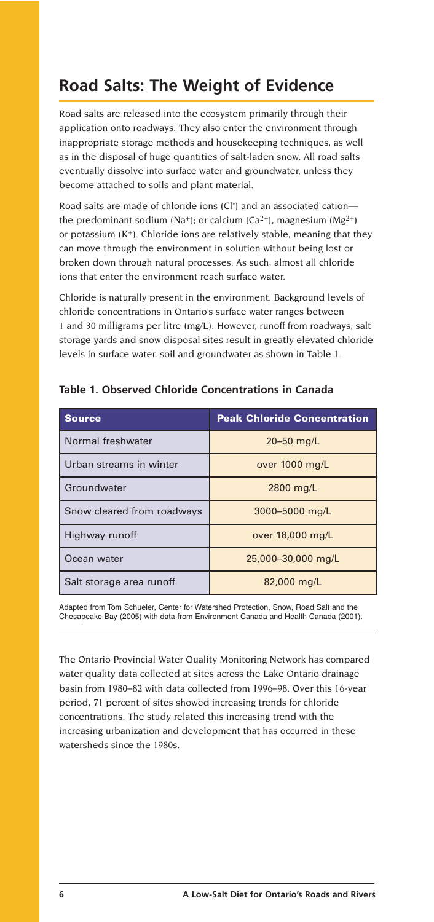## Road Salts: The Weight of Evidence

Road salts are released into the ecosystem primarily through their application onto roadways. They also enter the environment through inappropriate storage methods and housekeeping techniques, as well as in the disposal of huge quantities of salt-laden snow. All road salts eventually dissolve into surface water and groundwater, unless they become attached to soils and plant material.

Road salts are made of chloride ions ($Cl^-$) and an associated cation—the predominant sodium ($Na^+$); or calcium ($Ca^{2+}$), magnesium ($Mg^{2+}$) or potassium ($K^+$). Chloride ions are relatively stable, meaning that they can move through the environment in solution without being lost or broken down through natural processes. As such, almost all chloride ions that enter the environment reach surface water.

Chloride is naturally present in the environment. Background levels of chloride concentrations in Ontario's surface water ranges between 1 and 30 milligrams per litre (mg/L). However, runoff from roadways, salt storage yards and snow disposal sites result in greatly elevated chloride levels in surface water, soil and groundwater as shown in Table 1.

**Table 1. Observed Chloride Concentrations in Canada**

| Source | Peak Chloride Concentration |
|---|---|
| Normal freshwater | 20–50 mg/L |
| Urban streams in winter | over 1000 mg/L |
| Groundwater | 2800 mg/L |
| Snow cleared from roadways | 3000–5000 mg/L |
| Highway runoff | over 18,000 mg/L |
| Ocean water | 25,000–30,000 mg/L |
| Salt storage area runoff | 82,000 mg/L |

Adapted from Tom Schueler, Center for Watershed Protection, Snow, Road Salt and the Chesapeake Bay (2005) with data from Environment Canada and Health Canada (2001).

The Ontario Provincial Water Quality Monitoring Network has compared water quality data collected at sites across the Lake Ontario drainage basin from 1980–82 with data collected from 1996–98. Over this 16-year period, 71 percent of sites showed increasing trends for chloride concentrations. The study related this increasing trend with the increasing urbanization and development that has occurred in these watersheds since the 1980s.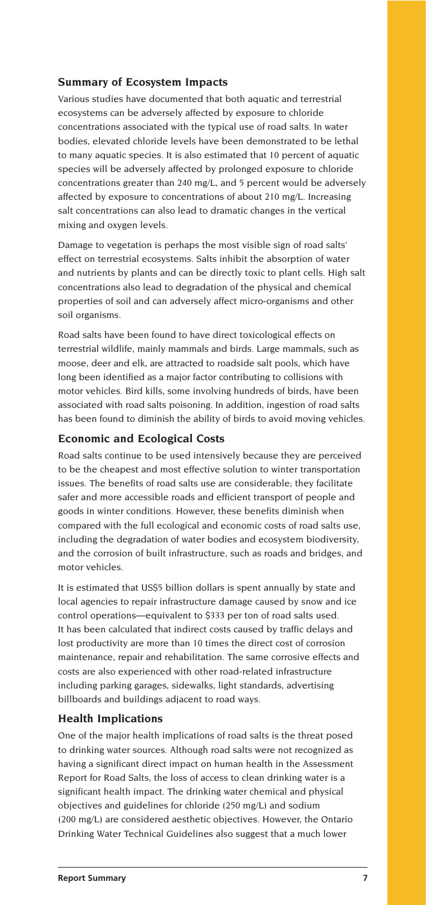## Summary of Ecosystem Impacts

Various studies have documented that both aquatic and terrestrial ecosystems can be adversely affected by exposure to chloride concentrations associated with the typical use of road salts. In water bodies, elevated chloride levels have been demonstrated to be lethal to many aquatic species. It is also estimated that 10 percent of aquatic species will be adversely affected by prolonged exposure to chloride concentrations greater than 240 mg/L, and 5 percent would be adversely affected by exposure to concentrations of about 210 mg/L. Increasing salt concentrations can also lead to dramatic changes in the vertical mixing and oxygen levels.

Damage to vegetation is perhaps the most visible sign of road salts' effect on terrestrial ecosystems. Salts inhibit the absorption of water and nutrients by plants and can be directly toxic to plant cells. High salt concentrations also lead to degradation of the physical and chemical properties of soil and can adversely affect micro-organisms and other soil organisms.

Road salts have been found to have direct toxicological effects on terrestrial wildlife, mainly mammals and birds. Large mammals, such as moose, deer and elk, are attracted to roadside salt pools, which have long been identified as a major factor contributing to collisions with motor vehicles. Bird kills, some involving hundreds of birds, have been associated with road salts poisoning. In addition, ingestion of road salts has been found to diminish the ability of birds to avoid moving vehicles.

## Economic and Ecological Costs

Road salts continue to be used intensively because they are perceived to be the cheapest and most effective solution to winter transportation issues. The benefits of road salts use are considerable; they facilitate safer and more accessible roads and efficient transport of people and goods in winter conditions. However, these benefits diminish when compared with the full ecological and economic costs of road salts use, including the degradation of water bodies and ecosystem biodiversity, and the corrosion of built infrastructure, such as roads and bridges, and motor vehicles.

It is estimated that US$5 billion dollars is spent annually by state and local agencies to repair infrastructure damage caused by snow and ice control operations—equivalent to $333 per ton of road salts used. It has been calculated that indirect costs caused by traffic delays and lost productivity are more than 10 times the direct cost of corrosion maintenance, repair and rehabilitation. The same corrosive effects and costs are also experienced with other road-related infrastructure including parking garages, sidewalks, light standards, advertising billboards and buildings adjacent to road ways.

## Health Implications

One of the major health implications of road salts is the threat posed to drinking water sources. Although road salts were not recognized as having a significant direct impact on human health in the Assessment Report for Road Salts, the loss of access to clean drinking water is a significant health impact. The drinking water chemical and physical objectives and guidelines for chloride (250 mg/L) and sodium (200 mg/L) are considered aesthetic objectives. However, the Ontario Drinking Water Technical Guidelines also suggest that a much lower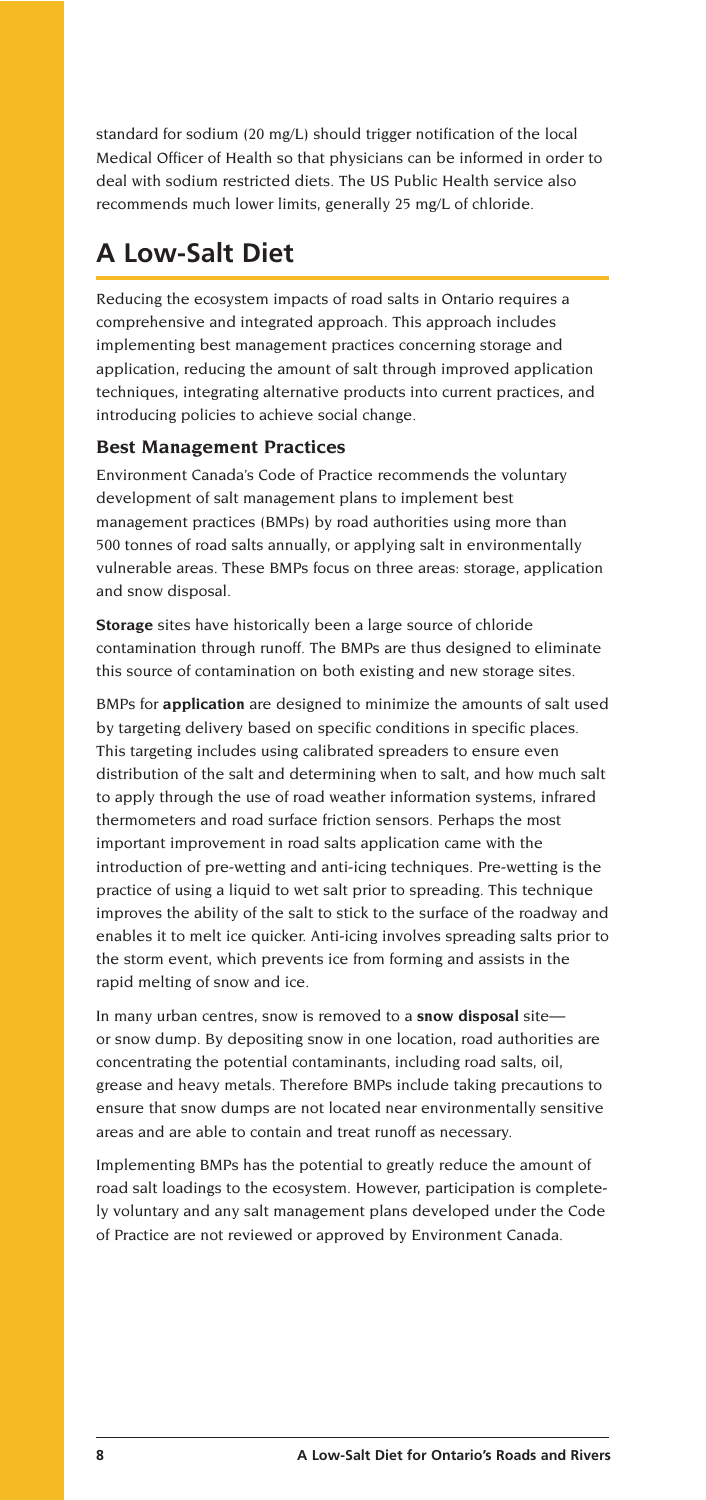standard for sodium (20 mg/L) should trigger notification of the local Medical Officer of Health so that physicians can be informed in order to deal with sodium restricted diets. The US Public Health service also recommends much lower limits, generally 25 mg/L of chloride.

## A Low-Salt Diet

Reducing the ecosystem impacts of road salts in Ontario requires a comprehensive and integrated approach. This approach includes implementing best management practices concerning storage and application, reducing the amount of salt through improved application techniques, integrating alternative products into current practices, and introducing policies to achieve social change.

### Best Management Practices

Environment Canada's Code of Practice recommends the voluntary development of salt management plans to implement best management practices (BMPs) by road authorities using more than 500 tonnes of road salts annually, or applying salt in environmentally vulnerable areas. These BMPs focus on three areas: storage, application and snow disposal.

**Storage** sites have historically been a large source of chloride contamination through runoff. The BMPs are thus designed to eliminate this source of contamination on both existing and new storage sites.

BMPs for **application** are designed to minimize the amounts of salt used by targeting delivery based on specific conditions in specific places. This targeting includes using calibrated spreaders to ensure even distribution of the salt and determining when to salt, and how much salt to apply through the use of road weather information systems, infrared thermometers and road surface friction sensors. Perhaps the most important improvement in road salts application came with the introduction of pre-wetting and anti-icing techniques. Pre-wetting is the practice of using a liquid to wet salt prior to spreading. This technique improves the ability of the salt to stick to the surface of the roadway and enables it to melt ice quicker. Anti-icing involves spreading salts prior to the storm event, which prevents ice from forming and assists in the rapid melting of snow and ice.

In many urban centres, snow is removed to a **snow disposal** site—or snow dump. By depositing snow in one location, road authorities are concentrating the potential contaminants, including road salts, oil, grease and heavy metals. Therefore BMPs include taking precautions to ensure that snow dumps are not located near environmentally sensitive areas and are able to contain and treat runoff as necessary.

Implementing BMPs has the potential to greatly reduce the amount of road salt loadings to the ecosystem. However, participation is completely voluntary and any salt management plans developed under the Code of Practice are not reviewed or approved by Environment Canada.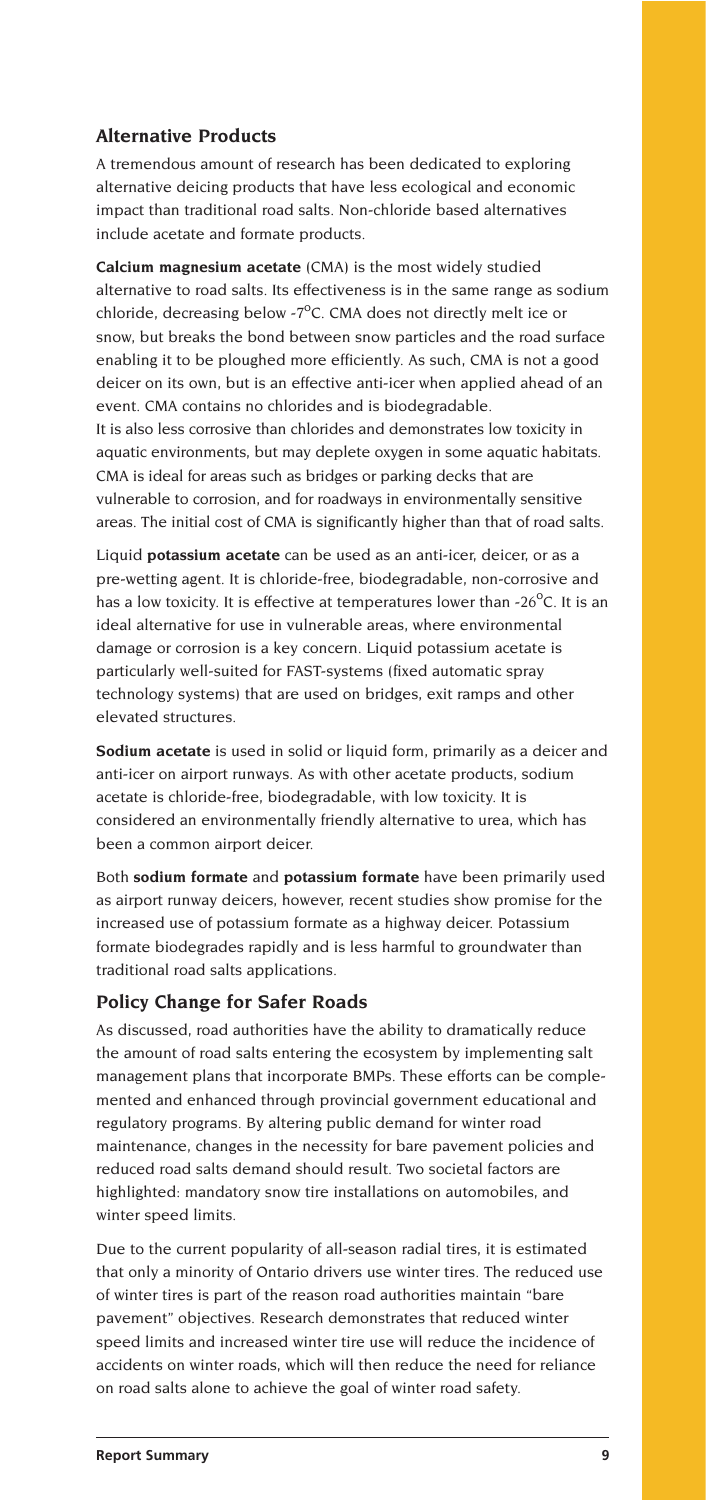## Alternative Products

A tremendous amount of research has been dedicated to exploring alternative deicing products that have less ecological and economic impact than traditional road salts. Non-chloride based alternatives include acetate and formate products.

**Calcium magnesium acetate** (CMA) is the most widely studied alternative to road salts. Its effectiveness is in the same range as sodium chloride, decreasing below -7°C. CMA does not directly melt ice or snow, but breaks the bond between snow particles and the road surface enabling it to be ploughed more efficiently. As such, CMA is not a good deicer on its own, but is an effective anti-icer when applied ahead of an event. CMA contains no chlorides and is biodegradable.
It is also less corrosive than chlorides and demonstrates low toxicity in aquatic environments, but may deplete oxygen in some aquatic habitats. CMA is ideal for areas such as bridges or parking decks that are vulnerable to corrosion, and for roadways in environmentally sensitive areas. The initial cost of CMA is significantly higher than that of road salts.

Liquid **potassium acetate** can be used as an anti-icer, deicer, or as a pre-wetting agent. It is chloride-free, biodegradable, non-corrosive and has a low toxicity. It is effective at temperatures lower than -26°C. It is an ideal alternative for use in vulnerable areas, where environmental damage or corrosion is a key concern. Liquid potassium acetate is particularly well-suited for FAST-systems (fixed automatic spray technology systems) that are used on bridges, exit ramps and other elevated structures.

**Sodium acetate** is used in solid or liquid form, primarily as a deicer and anti-icer on airport runways. As with other acetate products, sodium acetate is chloride-free, biodegradable, with low toxicity. It is considered an environmentally friendly alternative to urea, which has been a common airport deicer.

Both **sodium formate** and **potassium formate** have been primarily used as airport runway deicers, however, recent studies show promise for the increased use of potassium formate as a highway deicer. Potassium formate biodegrades rapidly and is less harmful to groundwater than traditional road salts applications.

## Policy Change for Safer Roads

As discussed, road authorities have the ability to dramatically reduce the amount of road salts entering the ecosystem by implementing salt management plans that incorporate BMPs. These efforts can be complemented and enhanced through provincial government educational and regulatory programs. By altering public demand for winter road maintenance, changes in the necessity for bare pavement policies and reduced road salts demand should result. Two societal factors are highlighted: mandatory snow tire installations on automobiles, and winter speed limits.

Due to the current popularity of all-season radial tires, it is estimated that only a minority of Ontario drivers use winter tires. The reduced use of winter tires is part of the reason road authorities maintain "bare pavement" objectives. Research demonstrates that reduced winter speed limits and increased winter tire use will reduce the incidence of accidents on winter roads, which will then reduce the need for reliance on road salts alone to achieve the goal of winter road safety.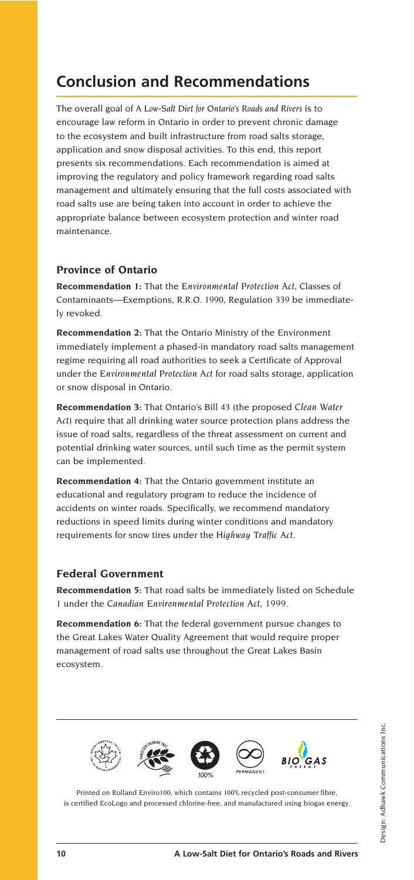## Conclusion and Recommendations

The overall goal of *A Low-Salt Diet for Ontario's Roads and Rivers* is to encourage law reform in Ontario in order to prevent chronic damage to the ecosystem and built infrastructure from road salts storage, application and snow disposal activities. To this end, this report presents six recommendations. Each recommendation is aimed at improving the regulatory and policy framework regarding road salts management and ultimately ensuring that the full costs associated with road salts use are being taken into account in order to achieve the appropriate balance between ecosystem protection and winter road maintenance.

### Province of Ontario

**Recommendation 1:** That the *Environmental Protection Act*, Classes of Contaminants—Exemptions, R.R.O. 1990, Regulation 339 be immediately revoked.

**Recommendation 2:** That the Ontario Ministry of the Environment immediately implement a phased-in mandatory road salts management regime requiring all road authorities to seek a Certificate of Approval under the *Environmental Protection Act* for road salts storage, application or snow disposal in Ontario.

**Recommendation 3:** That Ontario's Bill 43 (the proposed *Clean Water Act*) require that all drinking water source protection plans address the issue of road salts, regardless of the threat assessment on current and potential drinking water sources, until such time as the permit system can be implemented.

**Recommendation 4:** That the Ontario government institute an educational and regulatory program to reduce the incidence of accidents on winter roads. Specifically, we recommend mandatory reductions in speed limits during winter conditions and mandatory requirements for snow tires under the *Highway Traffic Act*.

### Federal Government

**Recommendation 5:** That road salts be immediately listed on Schedule 1 under the *Canadian Environmental Protection Act*, 1999.

**Recommendation 6:** That the federal government pursue changes to the Great Lakes Water Quality Agreement that would require proper management of road salts use throughout the Great Lakes Basin ecosystem.

Printed on Rolland Enviro100, which contains 100% recycled post-consumer fibre, is certified EcoLogo and processed chlorine-free, and manufactured using biogas energy.

Design: Adhawk Communications Inc.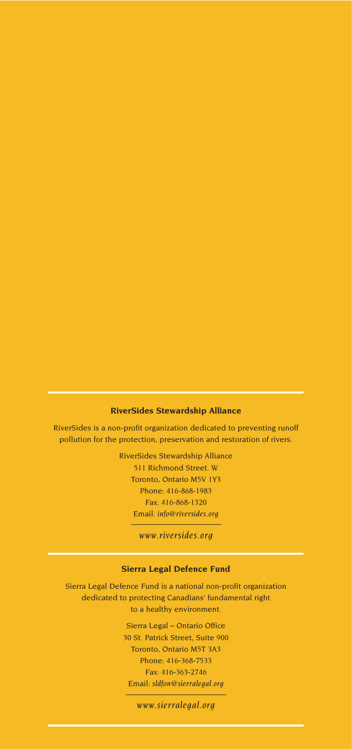## RiverSides Stewardship Alliance

RiverSides is a non-profit organization dedicated to preventing runoff pollution for the protection, preservation and restoration of rivers.

RiverSides Stewardship Alliance
511 Richmond Street. W
Toronto, Ontario M5V 1Y3
Phone: 416-868-1983
Fax: 416-868-1320
Email: *info@riversides.org*

*www.riversides.org*

## Sierra Legal Defence Fund

Sierra Legal Defence Fund is a national non-profit organization dedicated to protecting Canadians' fundamental right to a healthy environment.

Sierra Legal – Ontario Office
30 St. Patrick Street, Suite 900
Toronto, Ontario M5T 3A3
Phone: 416-368-7533
Fax: 416-363-2746
Email: *sldfon@sierralegal.org*

*www.sierralegal.org*